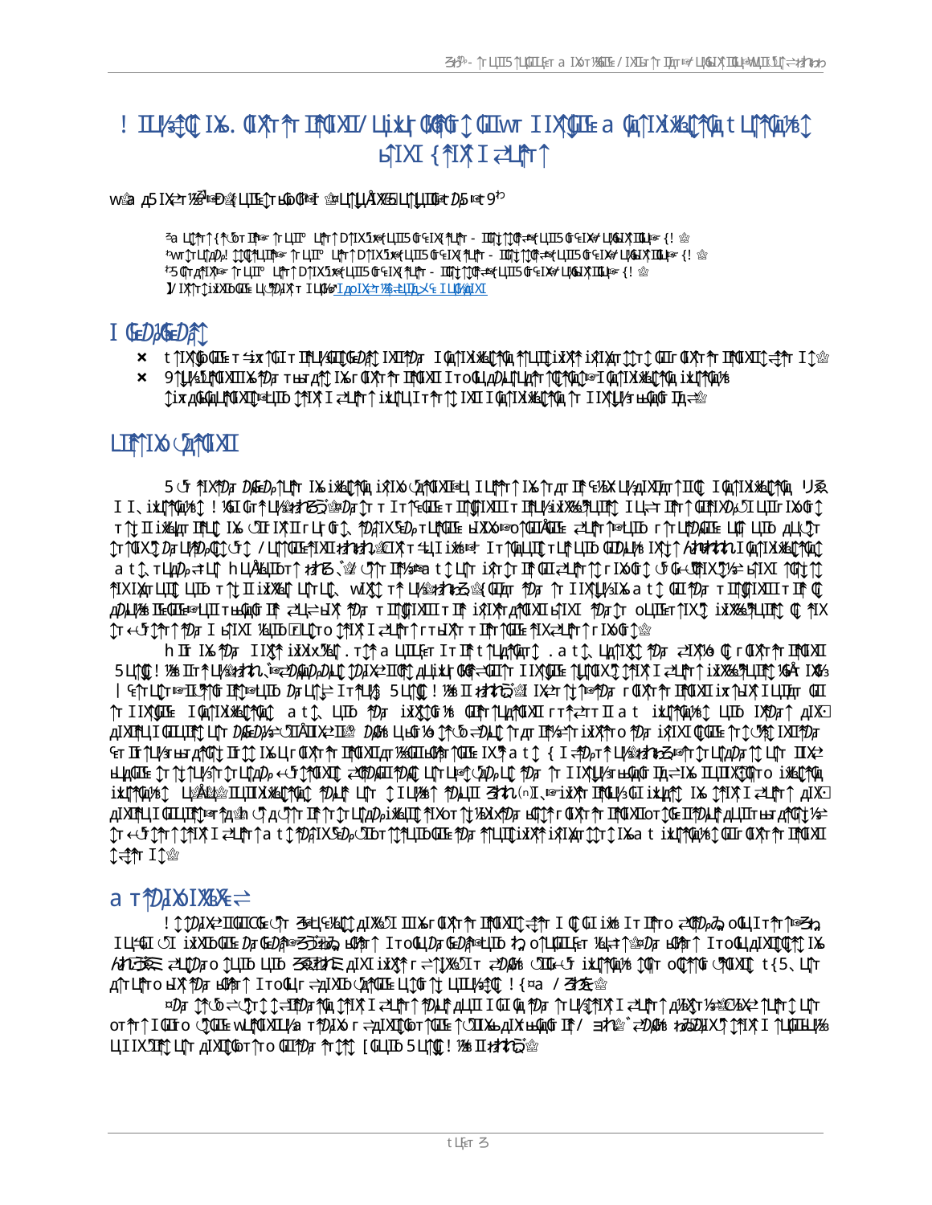## $A$  in  $A$  is a narrow  $A$  in  $\mathbb{R}$  in  $\mathbb{R}$  in  $A$  is a contribution  $A$  and  $A$  are  $A$  are  $A$  are  $A$  are  $A$  and  $A$  are  $A$  are  $A$  are  $A$  are  $A$  are  $A$  are  $A$  are  $A$  are  $A$  are  $A$  are  $A$  are  $A$  are  $\uparrow$   $\uparrow$   $\uparrow$   $\uparrow$   $\uparrow$   $\uparrow$   $\uparrow$   $\uparrow$   $\uparrow$   $\uparrow$   $\uparrow$   $\uparrow$

#### W a o IX o Web 4 LIL to Go & To UNA XIS LOUTER D5 F C<sup>30</sup>

3a Lin 140 to The Trull Lin Dixix LITS GEIX 1Lin - Tin Microfelix LighXTille {! @ PAN Trunde MA stant A state Group, U rand W at the Group, San Diego, San Diego, San Diego, San Diego, C alifornia, S <sup>7</sup>5 On ANA at ALIF LA 1 DIXIX LUIS OF IX ALA - IOL 100 <del>AN</del> LUIS OF IX & LU**GIX III I** ac {! @ IN IXT TIXXIDO LE LICTOIX TILOG BOT LOOKET WEELING EILLOGENIXI

### I GEDHEEDAT

- P roviding experimental insights on the microplastic transport processes in bioretention systems.
- $\times$  9 TLM SLIMON ALLIX THE LATTLE OF A THAN THAN IT COLL LATTLE PARTICLE TO THE LATTLE PARTICLE  $\ast$ Six a GGALININATO CHIX I ZILIT I stormation of the stormate parameters of the stormate  $\mathbb{Z}$

### INDENS OF THE LIGHT

5 G MIXYOG DAGED PULITY IXS LIKELIYAD LI SENASTIC LULINTY TO LATTER TO THE LIGHT SUGGET OF RECENT IS MICROPLAS II, iXIMOGEO! VGI GrALISSIA SSOGEO TO THE GIE TIMOTIXIIT INLISIXXSE PLINO I LL-TINTO CINXOSILIITI IX GTO r (t) II iXelar ITALO IX CIE IX II r Lit Gr 1, 102 IX SeD, r LINDIE eIX X eso (OIIAQUE 24 IN pest LIC r LICHO LIC pulk Or It 100XJ Da LIPDAQJ G J. / LIMODEFIXI łanda 2020 T eLI i XX ez I t MalLIQ r LIP LLID ODDLI/8 I XL I ANDANA LONIX XXLIMAQI a t î, r LpD, = LC h LLA&LIbr^ おろ、? C^r IPS\$® t î LCr i xr îr OI z Llfr î r I XoC î o G+CTRX JS= bî XI ^CO î î to the construction of the distriction of the construction of the removal of the removal of the environment is the e cDALME ILEQILEGHUIT HAQQGINA ZU=HXA PD7 TINGQIXIIT INA IXIXATANTUGIXI PD7 (TO LUILETTIXI) IX XXESPLUIANO QAY X free from from a storm water them from the form in the from the form of the form of the form of the form of the form of the form of the form of the form of the form of the form of the form of the form of the form of the fo

h IIf IXs 10pr IIX the MX A SA LINGER IT IN the MAT at 1, LAN A Dr and A C raktitudal IN A IN A Linguis The Wo 5 LINC ! Y& IIT \* LI/&&&Xt. I=ZDADDLIC DDIXZION ALIXIT OG = UITT I IX QUE TUNOIX C TAIX I ZLINT IXX&SLIUNT VGÅ IXVS  $\parallel$  s $\uparrow$  li $\uparrow$ re $\perp$ l $\uparrow$ f $\uparrow$ linutrients,  $D_F$  li $\uparrow$ len  $D_F$  in the biological performance in  $D_F$  in the biological performance in  $D_F$  in the biological performance in  $D_F$  in the biological performance in  $D$ rt IIX (LITE: IQENTIX XXLONADO) at 1). LUID 1902 iXXNOG 1% QUENTULANOUXIFTARE at and iXLONAD plus IXP and and pIXINUI QILLINANTS UNT DAGDIAN-CILALIX2ILSS DANS LIKAN 16 (MS = DILLI) THAT LINK="TT IXINT O MDT IXIKO LIKLIMDT <sup>G</sup>ET IT ("L|43 HB ДАФ"); IT (")), IX L| Γ ΦΧΤΤΡ ΤΩΝ ΣΙ ΠΡ "ΆΚΙΤΗΔΟΡ" ("QUE IX P" a t (", { I = 40pT |\* L|4204P"), L| L| THE TIX L| THE T  $f$ acing  $f$ r  $f$ t $f$ t $F$ ar $f$ r Li $f$ a $\rho$ o  $\leftarrow$ s  $f$ t $f$ u $\chi$   $\chi$   $\chi$  and  $\eta$  are ligations in the removal efficiency of  $f$  and  $f$  and  $\eta$  is a static plastic plastic plastic plastic plastic plastic plastic plasti ikli†Qu%) LuÄ&LA. NANOPOQ †DLI; LIr 1, ILLY&^ †DLLIE 31 to 61 um er stokratikler ik 1,11 X i zLIr ↑ µI X i al XIALI CILLIATIER PALS OF A COTT IN THE TOLOGISHING PLANS TO THE MAXIS THE FIRST DEVELOPMENT OF A CAN'T 152  $\ln \epsilon$ G $\ln \ln \ln \tan \tau$  at  $\ln \ln \tan \theta$  . Obtimiling the  $\ln \tan \tan \pi$  is trainding the  $\ln \tan \theta$  of  $\ln \tan \theta$ systems.

### $a$  T $M$   $\delta$   $N_{\text{max}}$

! ^^D]X2IQIIOGEC)T 3GEL\EVAN^^ AJX&SI IIIXGrQ1XT^^T`MQXIQ`={^^T IQ^QIiX& ITIFro =``ODG`QQL|IT^^T^@3Gq ILI TO INVIDUM DO GEOPOSSING LAPIT ITOCLIDO GEOPORILID TO OLLULLET KLAT TOSODO LAPIT ITOCLI ALTULATION, IK  $\Delta t$  of  $\widetilde{\mathcal{F}}$  and  $\widetilde{\mathcal{F}}$  and  $\widetilde{\mathcal{F}}$  and  $\widetilde{\mathcal{F}}$  of  $\widetilde{\mathcal{F}}$  and  $\widetilde{\mathcal{F}}$  are  $\widetilde{\mathcal{F}}$  and  $\widetilde{\mathcal{F}}$  are  $\widetilde{\mathcal{F}}$  and  $\widetilde{\mathcal{F}}$  are  $\widetilde{\mathcal{F}}$  are  $\widetilde{\mathcal{F}}$  and  $\widetilde{\mathcal{$ **дîrЦîro ЫХ? Фл ЫФаrî IroQLI => ДIXID QAYQILE LL îQirî | LUILI/sâQî !{¤a / 3125c @** 

¤Da 17405 = Qr11<del>, EIID</del>a 1940 1940K I allfr 1 10JAF allII I OI OG 10Ja 1r LV31940K I allfr 1 ABAStVsX2 1 LFr1 LLfr ot fr f I QUI to CJQUIE WLIFOLI XIA K ethol by considering a considerate considering considering considering a LIIXTHE LIT AIXTIGT TO CHEOR THE TELL CLUB 5 LINE! WE HER TO GET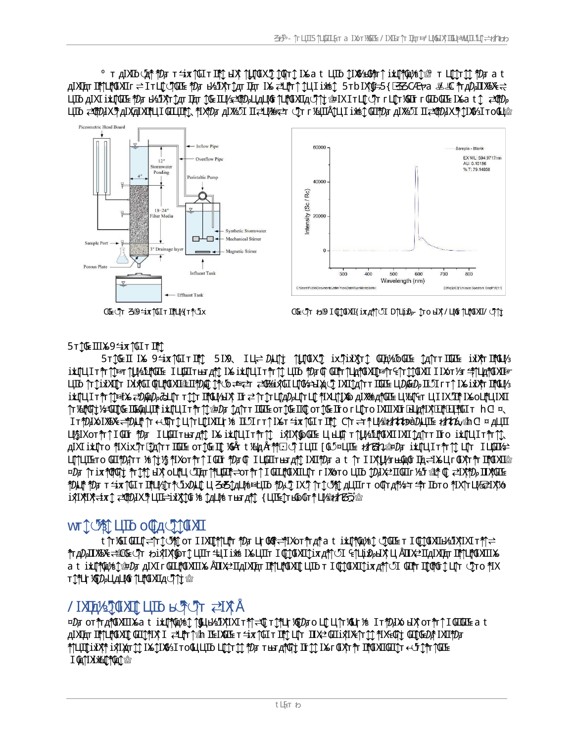¤Dp ot frµfNIXIIXatikLifNA)#{`NHYSIXIXIrf\=\Q`r{fL|\%DpoLl{L\[r}&l|`%IrfD}IXoHX`orfr|`IQIQIIEat plixipo in Lightations in storm water. Ongoing the consideration of the progress in progress to give in the pr  $\uparrow$ n $\downarrow$ Trik $\chi$ † i $\chi$ Tr $\uparrow$  IX $\downarrow$ T $\chi$ si to $\uparrow$ Ll $\uparrow$ D $\downarrow$ T $\uparrow$   $\uparrow$   $\uparrow$   $p$  $\downarrow$  Tri $\downarrow$   $\downarrow$  Tri $\downarrow$   $\downarrow$   $\downarrow$   $\downarrow$   $\downarrow$   $\downarrow$   $\downarrow$   $\downarrow$   $\downarrow$   $\downarrow$   $\downarrow$   $\downarrow$   $\downarrow$   $\downarrow$   $\downarrow$   $\downarrow$   $\downarrow$   $\downarrow$ **I CALLYSTAN LET** 

# **C ONCLUSIONS AND TEXTURE VIOLET IN**

t fr 1\$10 CCLQ fertiminary results to demonstrate the ability of the ability of the top of the top of the top o the Angles of the Angles and Concentration of a known and the concentration of a known the form of a known of  $\eta$ a thin Phapis particles. The combines and combination of the combines are used to  $\frac{1}{2}$  of  $\frac{1}{2}$  and  $\frac{1}{2}$  and  $\frac{1}{2}$  and  $\frac{1}{2}$  and  $\frac{1}{2}$  and  $\frac{1}{2}$  and  $\frac{1}{2}$  and  $\frac{1}{2}$  and  $\frac{1}{2}$  and **TITLE KED, LLALIKE TLITU XILACT TL @** 

## WILL SULTER AND THE WALL

5 T TO GEI I XS 9 SEX TO LIT INT STOR I LIGE DALIT TULTURAL IN DUTING TO LIGE POTENTIAL STORY TITOLLYS iXQUIT fr fOram fUNSURGULE ILLGOT HET AFFECTS IX IXQUIT fr fFELUID fOR CHET PLAROUNDRATE ET FOOD TING THE PLAROUNDRA LUID Tr TIXXIIT IX XXII QHANIXILIADAT TA LO <del>J</del>ESZA ZUKAXILING SHIXLATI IN THILI HIGH DASD IL DI r TT I X IXXIT INALIS iXQUIT fr YD@FX ¿DADDDZJTr TJJr IFALIYAIX II ¿Tr Jr LIJQDDLIT LIL fIXLIJIXO AIXX&QFAIIE LIXENEF LIIIXJIFIXoLFLLIXII frikt the street install the screening of the screening of the screening of the scale of the scale of the scale time (OFA T) is designed to the scale of the scale of the scale of the scale of the scale of the scale of the IT POIXOIXEX=POAT THAT LUTHODOUT THAT THE REASONABLE TO THE REAL POST OF EXPERIMENTS OF ALL T  $L$ M $\delta$ IXo t $\hat{\tau}$ the  $\hat{\tau}$  determine the interpreteration of  $\hat{\tau}$  in  $\hat{\tau}$  in  $\hat{\tau}$  and  $\hat{\tau}$  in  $\hat{\tau}$  is a fair  $\hat{\tau}$  in  $\hat{\tau}$  in  $\hat{\tau}$  is a fair  $\hat{\tau}$  in  $\hat{\tau}$  in  $\hat{\tau}$  is a fair  $\hat{\tau}$  in **ДІХІ і x 4ro †IX ix 9r G)Ar TIQILE OT JGE IQ 96Å t 1&lA 个FELO I LUI [QC¤LUE #7&A?@?D7 i x41°LI Tr The TLUIU&=** LIM LITE TO CLIPD ATT 16 M IS MOT A LICET POT CILLELT HE LAT DETERMINE TO A three LICENS OF A BIOLOGY AT BIOLOGY  $\mathbb{Z}_F$  of ix for the form in blue tests of  $\mathbb{Z}_F$  the form in blue tests for determine the sets of  $\mathbb{Z}_F$  and  $\mathbb{Z}_F$  is  $\mathbb{Z}_F$  . It is the state in blue  $\mathbb{Z}_F$ tDLAT TO THE EXPOIT INLIST TO SOLL LISS COLLISE GILLIG TO A 2. THUS CAN BE DIT CONTROLLED TO THE LIGERIA SOLLA **ixTXTX=ix^ zXDJXY\UTE=ixX^CG %^^qLV&T+br\_qA^\{UTE{r+GDGr^\U%YrG3**i%



STTGE IIIX9 STTGIT IN







W e conduct the experiments for various sizes of M P and soil filter particles. W e assess the M P pIXIIn INCLANTIC = ITLOCONIE PD7 B&IXTO AT ING ELANTOLII IXHO 5TbIXOGE5{E335CAEra 监监个pDAIIXBX== LUID AIXI iXLINILE PD7 LASIXT LAT ILAT 10G ILLY32NPDALALAG TUNNIKLO TI WEIXIT LUCOT rULT KAIF rOLID GILE IX-a t 1 5 2NPDp and with without computer which contains the contaming wall, we use the contact of the contact of the column w